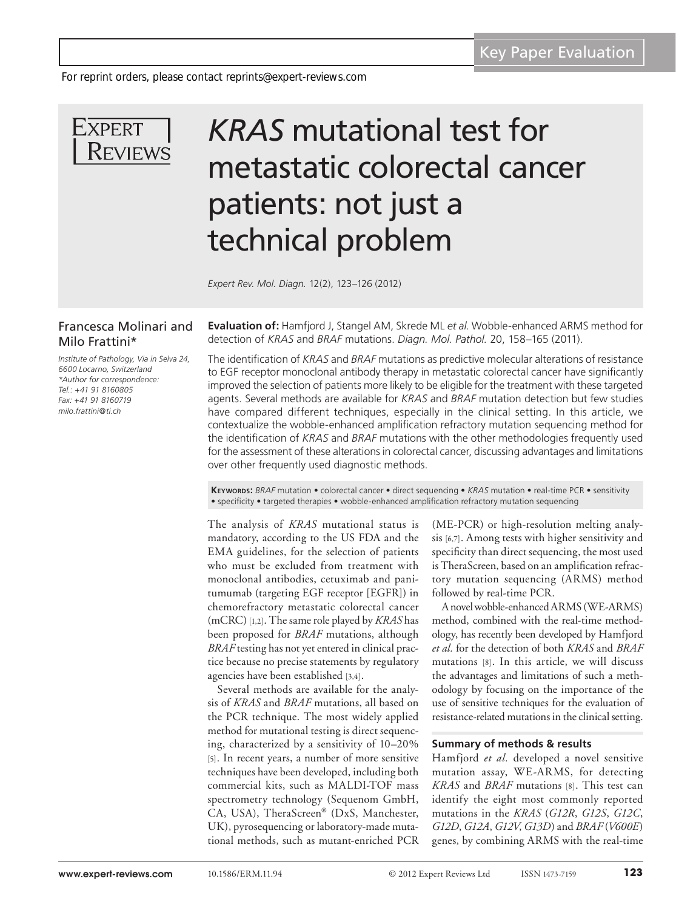Key Paper Evaluation

For reprint orders, please contact reprints@expert-reviews.com

# *KRAS* mutational test for metastatic colorectal cancer patients: not just a technical problem

*Expert Rev. Mol. Diagn.* 12(2), 123–126 (2012)

Francesca Molinari and Milo Frattini*

*Institute of Pathology, Via in Selva 24, 6600 Locarno, Switzerland*
*\*Author for correspondence:*
*Tel.: +41 91 8160805*
*Fax: +41 91 8160719*
*milo.frattini@ti.ch*

**Evaluation of:** Hamfjord J, Stangel AM, Skrede ML *et al.* Wobble-enhanced ARMS method for detection of *KRAS* and *BRAF* mutations. *Diagn. Mol. Pathol.* 20, 158–165 (2011).

The identification of *KRAS* and *BRAF* mutations as predictive molecular alterations of resistance to EGF receptor monoclonal antibody therapy in metastatic colorectal cancer have significantly improved the selection of patients more likely to be eligible for the treatment with these targeted agents. Several methods are available for *KRAS* and *BRAF* mutation detection but few studies have compared different techniques, especially in the clinical setting. In this article, we contextualize the wobble-enhanced amplification refractory mutation sequencing method for the identification of *KRAS* and *BRAF* mutations with the other methodologies frequently used for the assessment of these alterations in colorectal cancer, discussing advantages and limitations over other frequently used diagnostic methods.

**Keywords:** *BRAF* mutation • colorectal cancer • direct sequencing • *KRAS* mutation • real-time PCR • sensitivity • specificity • targeted therapies • wobble-enhanced amplification refractory mutation sequencing

The analysis of *KRAS* mutational status is mandatory, according to the US FDA and the EMA guidelines, for the selection of patients who must be excluded from treatment with monoclonal antibodies, cetuximab and panitumumab (targeting EGF receptor [EGFR]) in chemorefractory metastatic colorectal cancer (mCRC) [1,2]. The same role played by *KRAS* has been proposed for *BRAF* mutations, although *BRAF* testing has not yet entered in clinical practice because no precise statements by regulatory agencies have been established [3,4].

Several methods are available for the analysis of *KRAS* and *BRAF* mutations, all based on the PCR technique. The most widely applied method for mutational testing is direct sequencing, characterized by a sensitivity of 10–20% [5]. In recent years, a number of more sensitive techniques have been developed, including both commercial kits, such as MALDI-TOF mass spectrometry technology (Sequenom GmbH, CA, USA), TheraScreen® (DxS, Manchester, UK), pyrosequencing or laboratory-made mutational methods, such as mutant-enriched PCR (ME-PCR) or high-resolution melting analysis [6,7]. Among tests with higher sensitivity and specificity than direct sequencing, the most used is TheraScreen, based on an amplification refractory mutation sequencing (ARMS) method followed by real-time PCR.

A novel wobble-enhanced ARMS (WE-ARMS) method, combined with the real-time methodology, has recently been developed by Hamfjord *et al.* for the detection of both *KRAS* and *BRAF* mutations [8]. In this article, we will discuss the advantages and limitations of such a methodology by focusing on the importance of the use of sensitive techniques for the evaluation of resistance-related mutations in the clinical setting.

## Summary of methods & results

Hamfjord *et al.* developed a novel sensitive mutation assay, WE-ARMS, for detecting *KRAS* and *BRAF* mutations [8]. This test can identify the eight most commonly reported mutations in the *KRAS* (*G12R*, *G12S*, *G12C*, *G12D*, *G12A*, *G12V*, *G13D*) and *BRAF* (*V600E*) genes, by combining ARMS with the real-time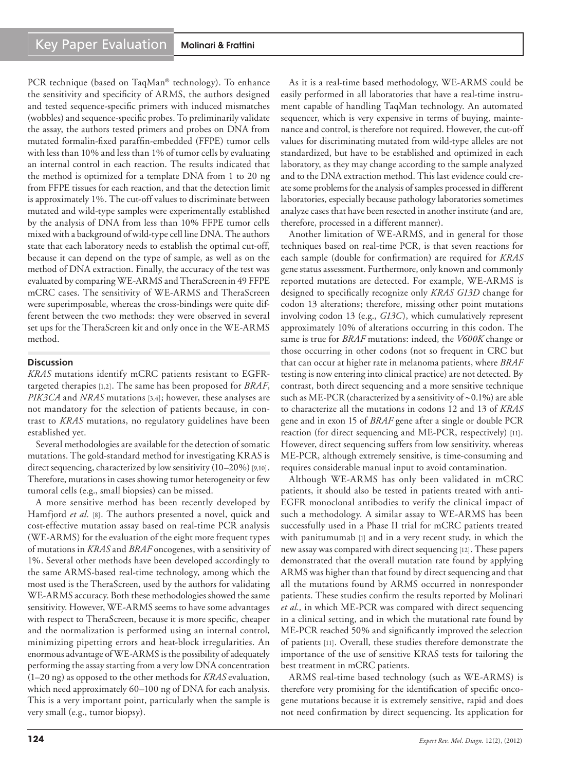PCR technique (based on TaqMan® technology). To enhance the sensitivity and specificity of ARMS, the authors designed and tested sequence-specific primers with induced mismatches (wobbles) and sequence-specific probes. To preliminarily validate the assay, the authors tested primers and probes on DNA from mutated formalin-fixed paraffin-embedded (FFPE) tumor cells with less than 10% and less than 1% of tumor cells by evaluating an internal control in each reaction. The results indicated that the method is optimized for a template DNA from 1 to 20 ng from FFPE tissues for each reaction, and that the detection limit is approximately 1%. The cut-off values to discriminate between mutated and wild-type samples were experimentally established by the analysis of DNA from less than 10% FFPE tumor cells mixed with a background of wild-type cell line DNA. The authors state that each laboratory needs to establish the optimal cut-off, because it can depend on the type of sample, as well as on the method of DNA extraction. Finally, the accuracy of the test was evaluated by comparing WE-ARMS and TheraScreen in 49 FFPE mCRC cases. The sensitivity of WE-ARMS and TheraScreen were superimposable, whereas the cross-bindings were quite different between the two methods: they were observed in several set ups for the TheraScreen kit and only once in the WE-ARMS method.

## Discussion

*KRAS* mutations identify mCRC patients resistant to EGFR-targeted therapies [1,2]. The same has been proposed for *BRAF*, *PIK3CA* and *NRAS* mutations [3,4]; however, these analyses are not mandatory for the selection of patients because, in contrast to *KRAS* mutations, no regulatory guidelines have been established yet.

Several methodologies are available for the detection of somatic mutations. The gold-standard method for investigating KRAS is direct sequencing, characterized by low sensitivity (10–20%) [9,10]. Therefore, mutations in cases showing tumor heterogeneity or few tumoral cells (e.g., small biopsies) can be missed.

A more sensitive method has been recently developed by Hamfjord *et al.* [8]. The authors presented a novel, quick and cost-effective mutation assay based on real-time PCR analysis (WE-ARMS) for the evaluation of the eight more frequent types of mutations in *KRAS* and *BRAF* oncogenes, with a sensitivity of 1%. Several other methods have been developed accordingly to the same ARMS-based real-time technology, among which the most used is the TheraScreen, used by the authors for validating WE-ARMS accuracy. Both these methodologies showed the same sensitivity. However, WE-ARMS seems to have some advantages with respect to TheraScreen, because it is more specific, cheaper and the normalization is performed using an internal control, minimizing pipetting errors and heat-block irregularities. An enormous advantage of WE-ARMS is the possibility of adequately performing the assay starting from a very low DNA concentration (1–20 ng) as opposed to the other methods for *KRAS* evaluation, which need approximately 60–100 ng of DNA for each analysis. This is a very important point, particularly when the sample is very small (e.g., tumor biopsy).

As it is a real-time based methodology, WE-ARMS could be easily performed in all laboratories that have a real-time instrument capable of handling TaqMan technology. An automated sequencer, which is very expensive in terms of buying, maintenance and control, is therefore not required. However, the cut-off values for discriminating mutated from wild-type alleles are not standardized, but have to be established and optimized in each laboratory, as they may change according to the sample analyzed and to the DNA extraction method. This last evidence could create some problems for the analysis of samples processed in different laboratories, especially because pathology laboratories sometimes analyze cases that have been resected in another institute (and are, therefore, processed in a different manner).

Another limitation of WE-ARMS, and in general for those techniques based on real-time PCR, is that seven reactions for each sample (double for confirmation) are required for *KRAS* gene status assessment. Furthermore, only known and commonly reported mutations are detected. For example, WE-ARMS is designed to specifically recognize only *KRAS G13D* change for codon 13 alterations; therefore, missing other point mutations involving codon 13 (e.g., *G13C*), which cumulatively represent approximately 10% of alterations occurring in this codon. The same is true for *BRAF* mutations: indeed, the *V600K* change or those occurring in other codons (not so frequent in CRC but that can occur at higher rate in melanoma patients, where *BRAF* testing is now entering into clinical practice) are not detected. By contrast, both direct sequencing and a more sensitive technique such as ME-PCR (characterized by a sensitivity of ~0.1%) are able to characterize all the mutations in codons 12 and 13 of *KRAS* gene and in exon 15 of *BRAF* gene after a single or double PCR reaction (for direct sequencing and ME-PCR, respectively) [11]. However, direct sequencing suffers from low sensitivity, whereas ME-PCR, although extremely sensitive, is time-consuming and requires considerable manual input to avoid contamination.

Although WE-ARMS has only been validated in mCRC patients, it should also be tested in patients treated with anti-EGFR monoclonal antibodies to verify the clinical impact of such a methodology. A similar assay to WE-ARMS has been successfully used in a Phase II trial for mCRC patients treated with panitumumab [1] and in a very recent study, in which the new assay was compared with direct sequencing [12]. These papers demonstrated that the overall mutation rate found by applying ARMS was higher than that found by direct sequencing and that all the mutations found by ARMS occurred in nonresponder patients. These studies confirm the results reported by Molinari *et al.,* in which ME-PCR was compared with direct sequencing in a clinical setting, and in which the mutational rate found by ME-PCR reached 50% and significantly improved the selection of patients [11]. Overall, these studies therefore demonstrate the importance of the use of sensitive KRAS tests for tailoring the best treatment in mCRC patients.

ARMS real-time based technology (such as WE-ARMS) is therefore very promising for the identification of specific oncogene mutations because it is extremely sensitive, rapid and does not need confirmation by direct sequencing. Its application for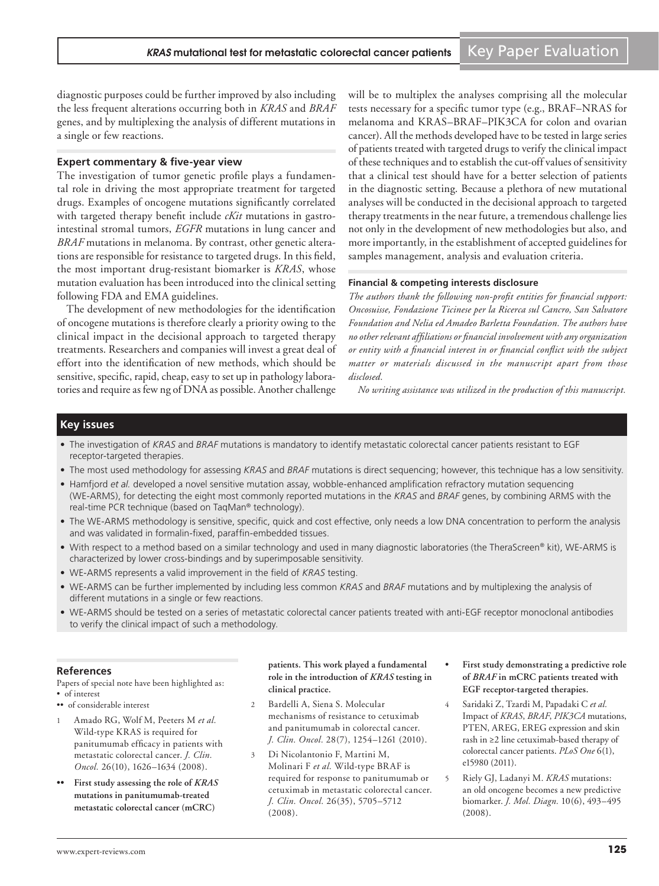diagnostic purposes could be further improved by also including the less frequent alterations occurring both in *KRAS* and *BRAF* genes, and by multiplexing the analysis of different mutations in a single or few reactions.

## Expert commentary & five-year view

The investigation of tumor genetic profile plays a fundamental role in driving the most appropriate treatment for targeted drugs. Examples of oncogene mutations significantly correlated with targeted therapy benefit include *cKit* mutations in gastrointestinal stromal tumors, *EGFR* mutations in lung cancer and *BRAF* mutations in melanoma. By contrast, other genetic alterations are responsible for resistance to targeted drugs. In this field, the most important drug-resistant biomarker is *KRAS*, whose mutation evaluation has been introduced into the clinical setting following FDA and EMA guidelines.

The development of new methodologies for the identification of oncogene mutations is therefore clearly a priority owing to the clinical impact in the decisional approach to targeted therapy treatments. Researchers and companies will invest a great deal of effort into the identification of new methods, which should be sensitive, specific, rapid, cheap, easy to set up in pathology laboratories and require as few ng of DNA as possible. Another challenge will be to multiplex the analyses comprising all the molecular tests necessary for a specific tumor type (e.g., BRAF–NRAS for melanoma and KRAS–BRAF–PIK3CA for colon and ovarian cancer). All the methods developed have to be tested in large series of patients treated with targeted drugs to verify the clinical impact of these techniques and to establish the cut-off values of sensitivity that a clinical test should have for a better selection of patients in the diagnostic setting. Because a plethora of new mutational analyses will be conducted in the decisional approach to targeted therapy treatments in the near future, a tremendous challenge lies not only in the development of new methodologies but also, and more importantly, in the establishment of accepted guidelines for samples management, analysis and evaluation criteria.

### Financial & competing interests disclosure

*The authors thank the following non-profit entities for financial support: Oncosuisse, Fondazione Ticinese per la Ricerca sul Cancro, San Salvatore Foundation and Nelia ed Amadeo Barletta Foundation. The authors have no other relevant affiliations or financial involvement with any organization or entity with a financial interest in or financial conflict with the subject matter or materials discussed in the manuscript apart from those disclosed.*

*No writing assistance was utilized in the production of this manuscript.*

## Key issues

- The investigation of *KRAS* and *BRAF* mutations is mandatory to identify metastatic colorectal cancer patients resistant to EGF receptor-targeted therapies.
- The most used methodology for assessing *KRAS* and *BRAF* mutations is direct sequencing; however, this technique has a low sensitivity.
- Hamfjord *et al.* developed a novel sensitive mutation assay, wobble-enhanced amplification refractory mutation sequencing (WE-ARMS), for detecting the eight most commonly reported mutations in the *KRAS* and *BRAF* genes, by combining ARMS with the real-time PCR technique (based on TaqMan® technology).
- The WE-ARMS methodology is sensitive, specific, quick and cost effective, only needs a low DNA concentration to perform the analysis and was validated in formalin-fixed, paraffin-embedded tissues.
- With respect to a method based on a similar technology and used in many diagnostic laboratories (the TheraScreen® kit), WE-ARMS is characterized by lower cross-bindings and by superimposable sensitivity.
- WE-ARMS represents a valid improvement in the field of *KRAS* testing.
- WE-ARMS can be further implemented by including less common *KRAS* and *BRAF* mutations and by multiplexing the analysis of different mutations in a single or few reactions.
- WE-ARMS should be tested on a series of metastatic colorectal cancer patients treated with anti-EGF receptor monoclonal antibodies to verify the clinical impact of such a methodology.

## References

Papers of special note have been highlighted as:
- • of interest
- •• of considerable interest

1. Amado RG, Wolf M, Peeters M *et al.* Wild-type KRAS is required for panitumumab efficacy in patients with metastatic colorectal cancer. *J. Clin. Oncol.* 26(10), 1626–1634 (2008).
   - •• **First study assessing the role of *KRAS* mutations in panitumumab-treated metastatic colorectal cancer (mCRC) patients. This work played a fundamental role in the introduction of *KRAS* testing in clinical practice.**
2. Bardelli A, Siena S. Molecular mechanisms of resistance to cetuximab and panitumumab in colorectal cancer. *J. Clin. Oncol.* 28(7), 1254–1261 (2010).
3. Di Nicolantonio F, Martini M, Molinari F *et al.* Wild-type BRAF is required for response to panitumumab or cetuximab in metastatic colorectal cancer. *J. Clin. Oncol.* 26(35), 5705–5712 (2008).
   - • **First study demonstrating a predictive role of *BRAF* in mCRC patients treated with EGF receptor-targeted therapies.**
4. Saridaki Z, Tzardi M, Papadaki C *et al.* Impact of *KRAS*, *BRAF*, *PIK3CA* mutations, PTEN, AREG, EREG expression and skin rash in ≥2 line cetuximab-based therapy of colorectal cancer patients. *PLoS One* 6(1), e15980 (2011).
5. Riely GJ, Ladanyi M. *KRAS* mutations: an old oncogene becomes a new predictive biomarker. *J. Mol. Diagn.* 10(6), 493–495 (2008).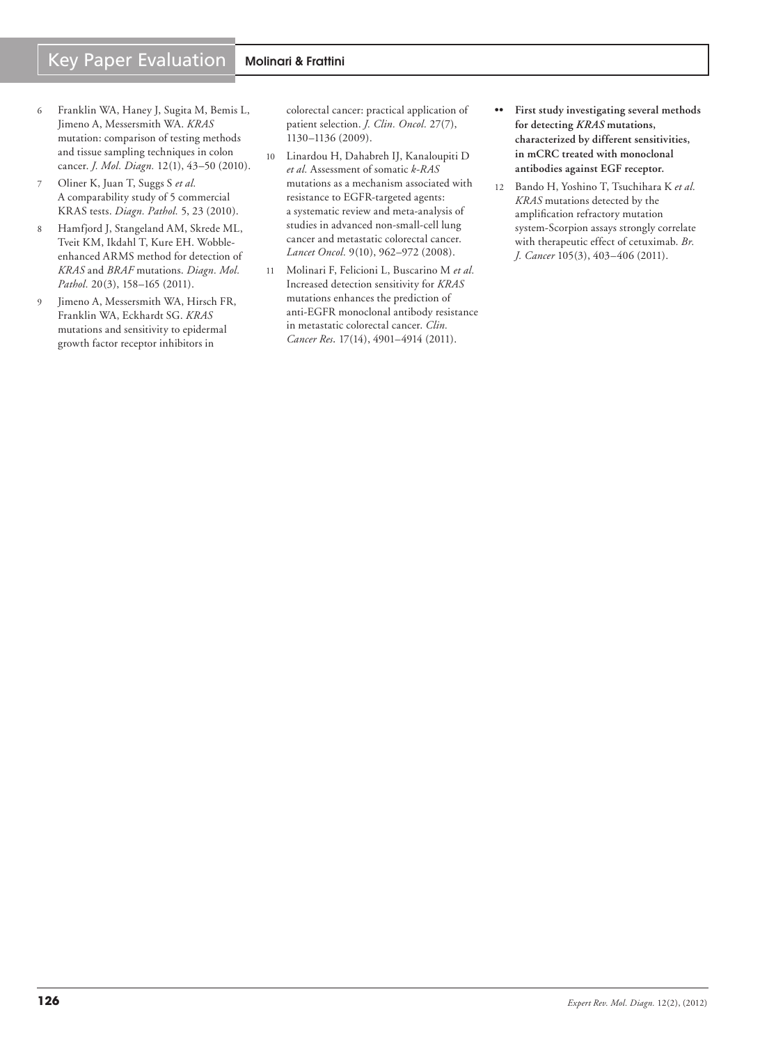6. Franklin WA, Haney J, Sugita M, Bemis L, Jimeno A, Messersmith WA. *KRAS* mutation: comparison of testing methods and tissue sampling techniques in colon cancer. *J. Mol. Diagn.* 12(1), 43–50 (2010).
7. Oliner K, Juan T, Suggs S *et al.* A comparability study of 5 commercial KRAS tests. *Diagn. Pathol.* 5, 23 (2010).
8. Hamfjord J, Stangeland AM, Skrede ML, Tveit KM, Ikdahl T, Kure EH. Wobble-enhanced ARMS method for detection of *KRAS* and *BRAF* mutations. *Diagn. Mol. Pathol.* 20(3), 158–165 (2011).
9. Jimeno A, Messersmith WA, Hirsch FR, Franklin WA, Eckhardt SG. *KRAS* mutations and sensitivity to epidermal growth factor receptor inhibitors in colorectal cancer: practical application of patient selection. *J. Clin. Oncol.* 27(7), 1130–1136 (2009).
10. Linardou H, Dahabreh IJ, Kanaloupiti D *et al.* Assessment of somatic *k-RAS* mutations as a mechanism associated with resistance to EGFR-targeted agents: a systematic review and meta-analysis of studies in advanced non-small-cell lung cancer and metastatic colorectal cancer. *Lancet Oncol.* 9(10), 962–972 (2008).
11. Molinari F, Felicioni L, Buscarino M *et al.* Increased detection sensitivity for *KRAS* mutations enhances the prediction of anti-EGFR monoclonal antibody resistance in metastatic colorectal cancer. *Clin. Cancer Res.* 17(14), 4901–4914 (2011).
    - •• **First study investigating several methods for detecting *KRAS* mutations, characterized by different sensitivities, in mCRC treated with monoclonal antibodies against EGF receptor.**
12. Bando H, Yoshino T, Tsuchihara K *et al.* *KRAS* mutations detected by the amplification refractory mutation system-Scorpion assays strongly correlate with therapeutic effect of cetuximab. *Br. J. Cancer* 105(3), 403–406 (2011).